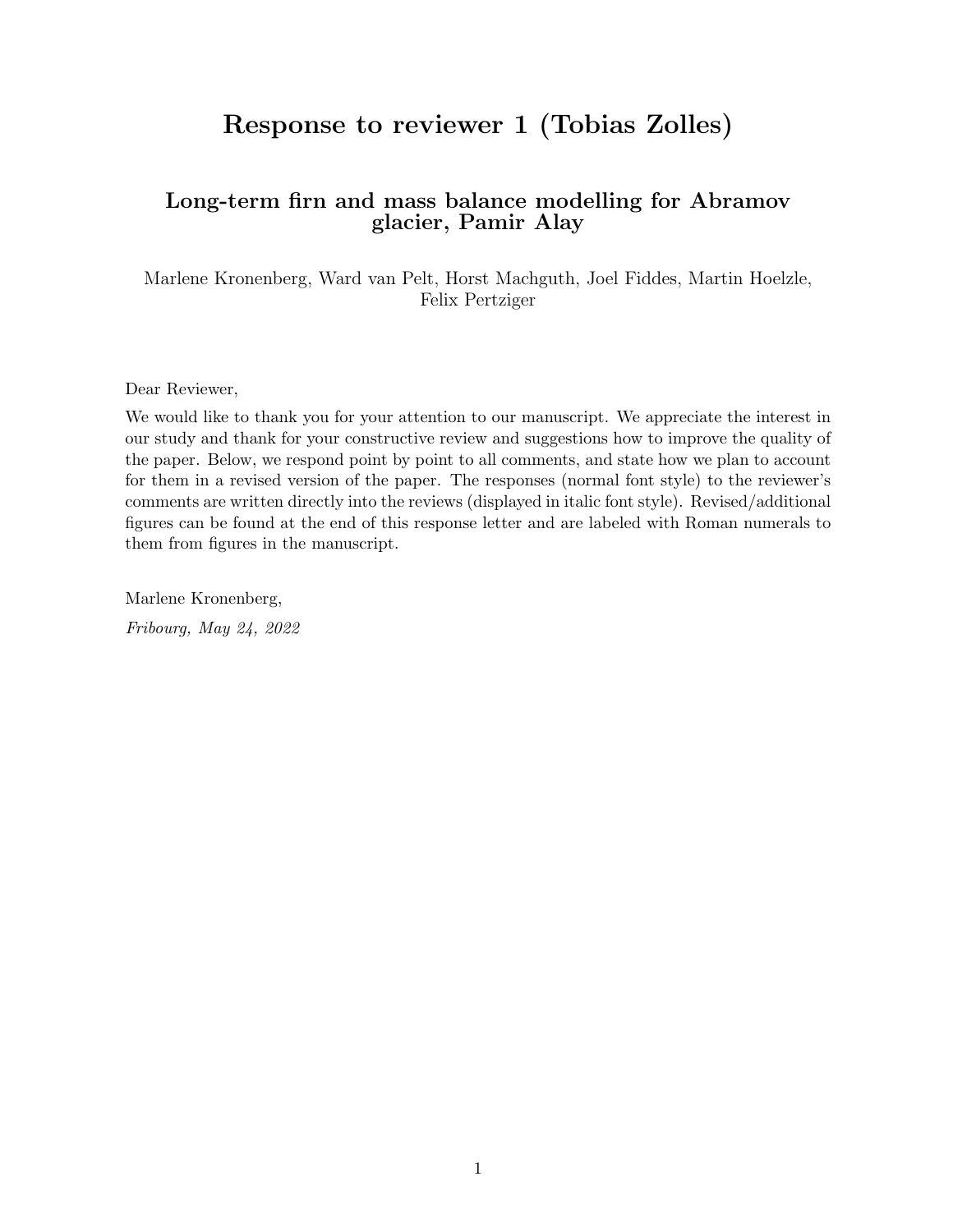# Response to reviewer 1 (Tobias Zolles)

## Long-term firn and mass balance modelling for Abramov glacier, Pamir Alay

Marlene Kronenberg, Ward van Pelt, Horst Machguth, Joel Fiddes, Martin Hoelzle, Felix Pertziger

Dear Reviewer,

We would like to thank you for your attention to our manuscript. We appreciate the interest in our study and thank for your constructive review and suggestions how to improve the quality of the paper. Below, we respond point by point to all comments, and state how we plan to account for them in a revised version of the paper. The responses (normal font style) to the reviewer's comments are written directly into the reviews (displayed in italic font style). Revised/additional figures can be found at the end of this response letter and are labeled with Roman numerals to them from figures in the manuscript.

Marlene Kronenberg,

*Fribourg, May 24, 2022*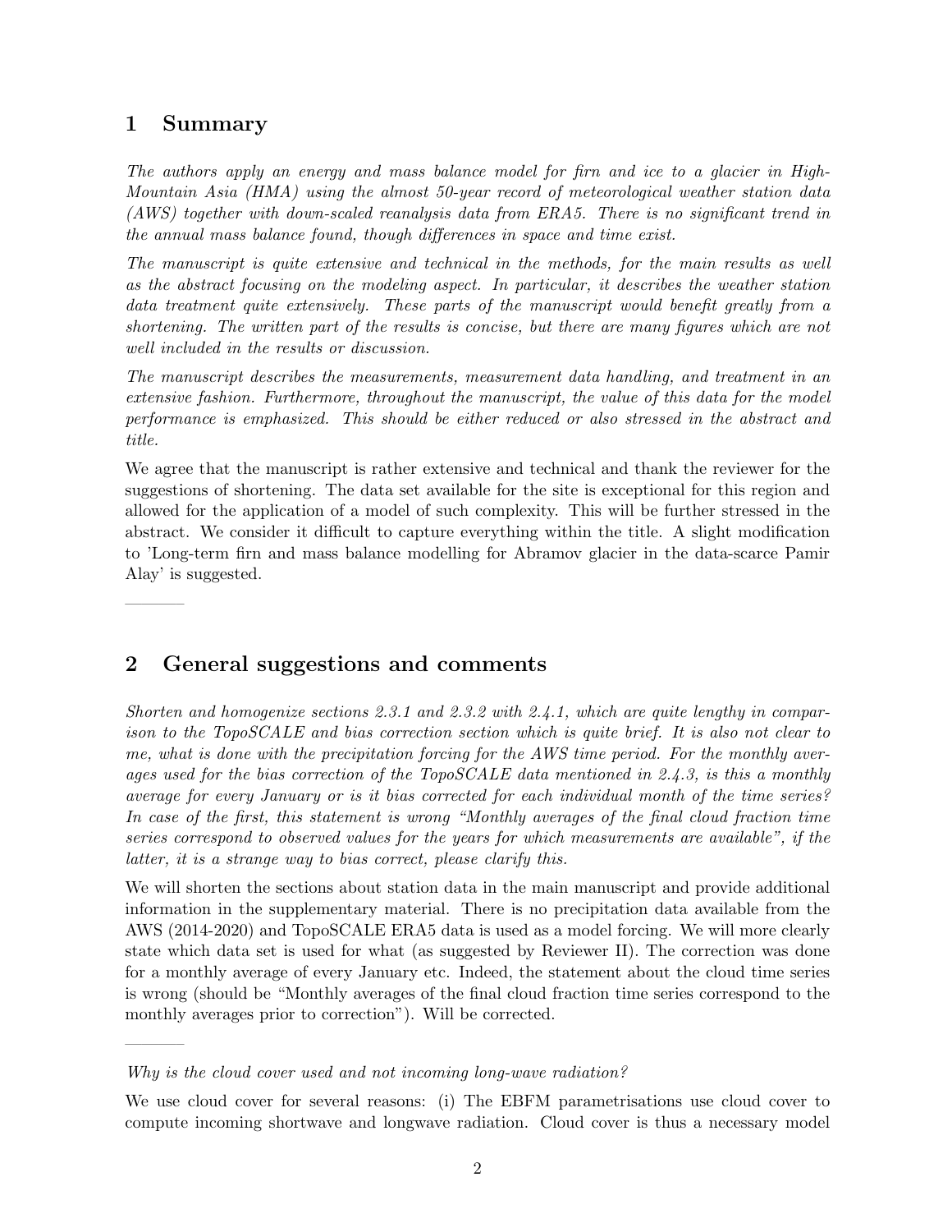# 1 Summary

*The authors apply an energy and mass balance model for firn and ice to a glacier in High-Mountain Asia (HMA) using the almost 50-year record of meteorological weather station data (AWS) together with down-scaled reanalysis data from ERA5. There is no significant trend in the annual mass balance found, though differences in space and time exist.*

*The manuscript is quite extensive and technical in the methods, for the main results as well as the abstract focusing on the modeling aspect. In particular, it describes the weather station data treatment quite extensively. These parts of the manuscript would benefit greatly from a shortening. The written part of the results is concise, but there are many figures which are not well included in the results or discussion.*

*The manuscript describes the measurements, measurement data handling, and treatment in an extensive fashion. Furthermore, throughout the manuscript, the value of this data for the model performance is emphasized. This should be either reduced or also stressed in the abstract and title.*

We agree that the manuscript is rather extensive and technical and thank the reviewer for the suggestions of shortening. The data set available for the site is exceptional for this region and allowed for the application of a model of such complexity. This will be further stressed in the abstract. We consider it difficult to capture everything within the title. A slight modification to 'Long-term firn and mass balance modelling for Abramov glacier in the data-scarce Pamir Alay' is suggested.

---

# 2 General suggestions and comments

*Shorten and homogenize sections 2.3.1 and 2.3.2 with 2.4.1, which are quite lengthy in comparison to the TopoSCALE and bias correction section which is quite brief. It is also not clear to me, what is done with the precipitation forcing for the AWS time period. For the monthly averages used for the bias correction of the TopoSCALE data mentioned in 2.4.3, is this a monthly average for every January or is it bias corrected for each individual month of the time series? In case of the first, this statement is wrong "Monthly averages of the final cloud fraction time series correspond to observed values for the years for which measurements are available", if the latter, it is a strange way to bias correct, please clarify this.*

We will shorten the sections about station data in the main manuscript and provide additional information in the supplementary material. There is no precipitation data available from the AWS (2014-2020) and TopoSCALE ERA5 data is used as a model forcing. We will more clearly state which data set is used for what (as suggested by Reviewer II). The correction was done for a monthly average of every January etc. Indeed, the statement about the cloud time series is wrong (should be "Monthly averages of the final cloud fraction time series correspond to the monthly averages prior to correction"). Will be corrected.

---

*Why is the cloud cover used and not incoming long-wave radiation?*

We use cloud cover for several reasons: (i) The EBFM parametrisations use cloud cover to compute incoming shortwave and longwave radiation. Cloud cover is thus a necessary model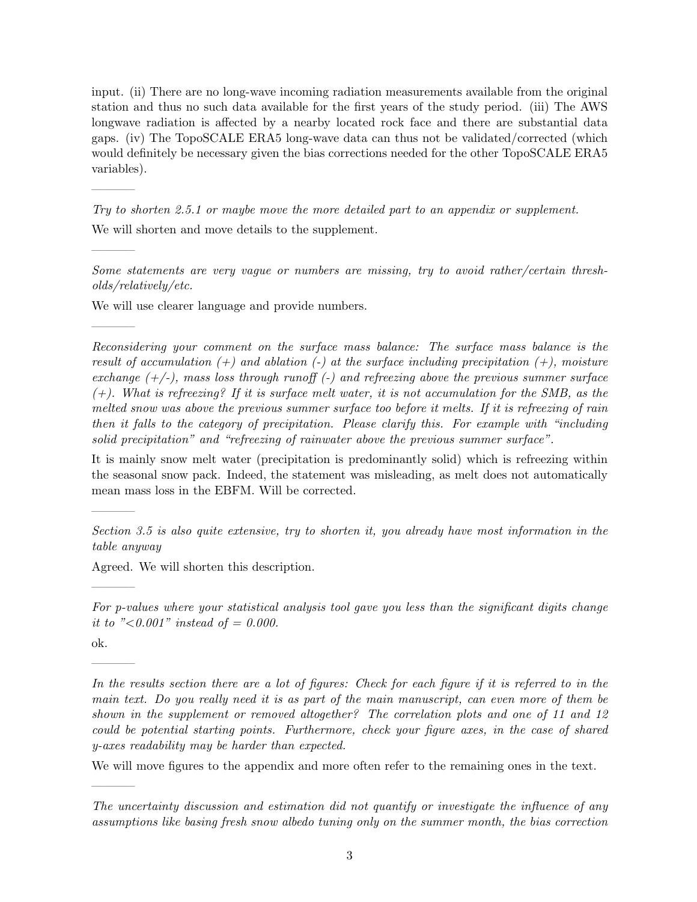input. (ii) There are no long-wave incoming radiation measurements available from the original station and thus no such data available for the first years of the study period. (iii) The AWS longwave radiation is affected by a nearby located rock face and there are substantial data gaps. (iv) The TopoSCALE ERA5 long-wave data can thus not be validated/corrected (which would definitely be necessary given the bias corrections needed for the other TopoSCALE ERA5 variables).

---

*Try to shorten 2.5.1 or maybe move the more detailed part to an appendix or supplement.*

We will shorten and move details to the supplement.

---

*Some statements are very vague or numbers are missing, try to avoid rather/certain thresholds/relatively/etc.*

We will use clearer language and provide numbers.

---

*Reconsidering your comment on the surface mass balance: The surface mass balance is the result of accumulation (+) and ablation (-) at the surface including precipitation (+), moisture exchange (+/-), mass loss through runoff (-) and refreezing above the previous summer surface (+). What is refreezing? If it is surface melt water, it is not accumulation for the SMB, as the melted snow was above the previous summer surface too before it melts. If it is refreezing of rain then it falls to the category of precipitation. Please clarify this. For example with "including solid precipitation" and "refreezing of rainwater above the previous summer surface".*

It is mainly snow melt water (precipitation is predominantly solid) which is refreezing within the seasonal snow pack. Indeed, the statement was misleading, as melt does not automatically mean mass loss in the EBFM. Will be corrected.

---

*Section 3.5 is also quite extensive, try to shorten it, you already have most information in the table anyway*

Agreed. We will shorten this description.

---

*For p-values where your statistical analysis tool gave you less than the significant digits change it to "<0.001" instead of = 0.000.*

ok.

---

*In the results section there are a lot of figures: Check for each figure if it is referred to in the main text. Do you really need it is as part of the main manuscript, can even more of them be shown in the supplement or removed altogether? The correlation plots and one of 11 and 12 could be potential starting points. Furthermore, check your figure axes, in the case of shared y-axes readability may be harder than expected.*

We will move figures to the appendix and more often refer to the remaining ones in the text.

---

*The uncertainty discussion and estimation did not quantify or investigate the influence of any assumptions like basing fresh snow albedo tuning only on the summer month, the bias correction*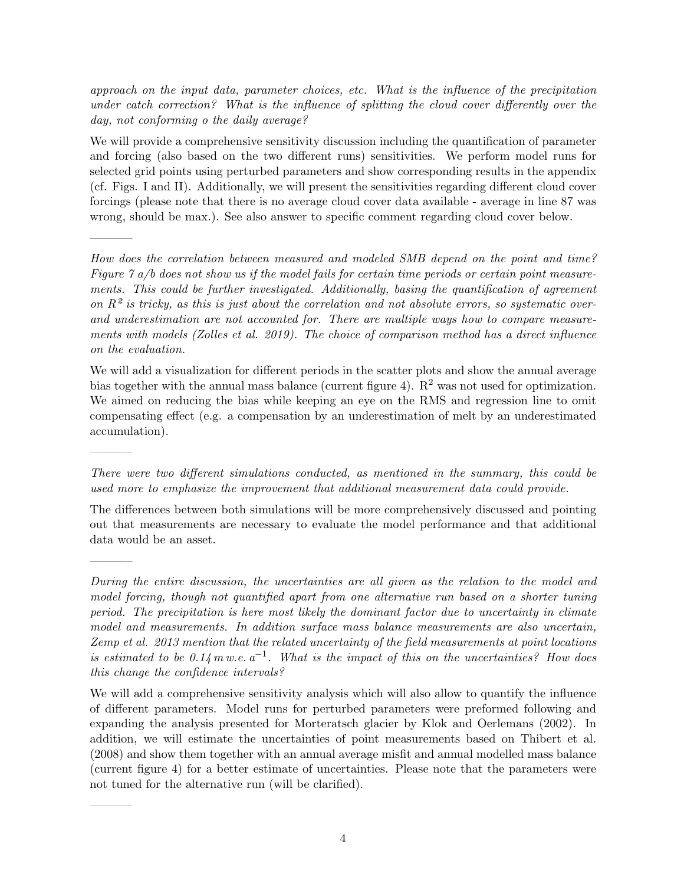*approach on the input data, parameter choices, etc. What is the influence of the precipitation under catch correction? What is the influence of splitting the cloud cover differently over the day, not conforming o the daily average?*

We will provide a comprehensive sensitivity discussion including the quantification of parameter and forcing (also based on the two different runs) sensitivities. We perform model runs for selected grid points using perturbed parameters and show corresponding results in the appendix (cf. Figs. I and II). Additionally, we will present the sensitivities regarding different cloud cover forcings (please note that there is no average cloud cover data available - average in line 87 was wrong, should be max.). See also answer to specific comment regarding cloud cover below.

---

*How does the correlation between measured and modeled SMB depend on the point and time? Figure 7 a/b does not show us if the model fails for certain time periods or certain point measurements. This could be further investigated. Additionally, basing the quantification of agreement on $R^2$ is tricky, as this is just about the correlation and not absolute errors, so systematic over- and underestimation are not accounted for. There are multiple ways how to compare measurements with models (Zolles et al. 2019). The choice of comparison method has a direct influence on the evaluation.*

We will add a visualization for different periods in the scatter plots and show the annual average bias together with the annual mass balance (current figure 4). $R^2$ was not used for optimization. We aimed on reducing the bias while keeping an eye on the RMS and regression line to omit compensating effect (e.g. a compensation by an underestimation of melt by an underestimated accumulation).

---

*There were two different simulations conducted, as mentioned in the summary, this could be used more to emphasize the improvement that additional measurement data could provide.*

The differences between both simulations will be more comprehensively discussed and pointing out that measurements are necessary to evaluate the model performance and that additional data would be an asset.

---

*During the entire discussion, the uncertainties are all given as the relation to the model and model forcing, though not quantified apart from one alternative run based on a shorter tuning period. The precipitation is here most likely the dominant factor due to uncertainty in climate model and measurements. In addition surface mass balance measurements are also uncertain, Zemp et al. 2013 mention that the related uncertainty of the field measurements at point locations is estimated to be 0.14 m w.e. $a^{-1}$. What is the impact of this on the uncertainties? How does this change the confidence intervals?*

We will add a comprehensive sensitivity analysis which will also allow to quantify the influence of different parameters. Model runs for perturbed parameters were preformed following and expanding the analysis presented for Morteratsch glacier by Klok and Oerlemans (2002). In addition, we will estimate the uncertainties of point measurements based on Thibert et al. (2008) and show them together with an annual average misfit and annual modelled mass balance (current figure 4) for a better estimate of uncertainties. Please note that the parameters were not tuned for the alternative run (will be clarified).

---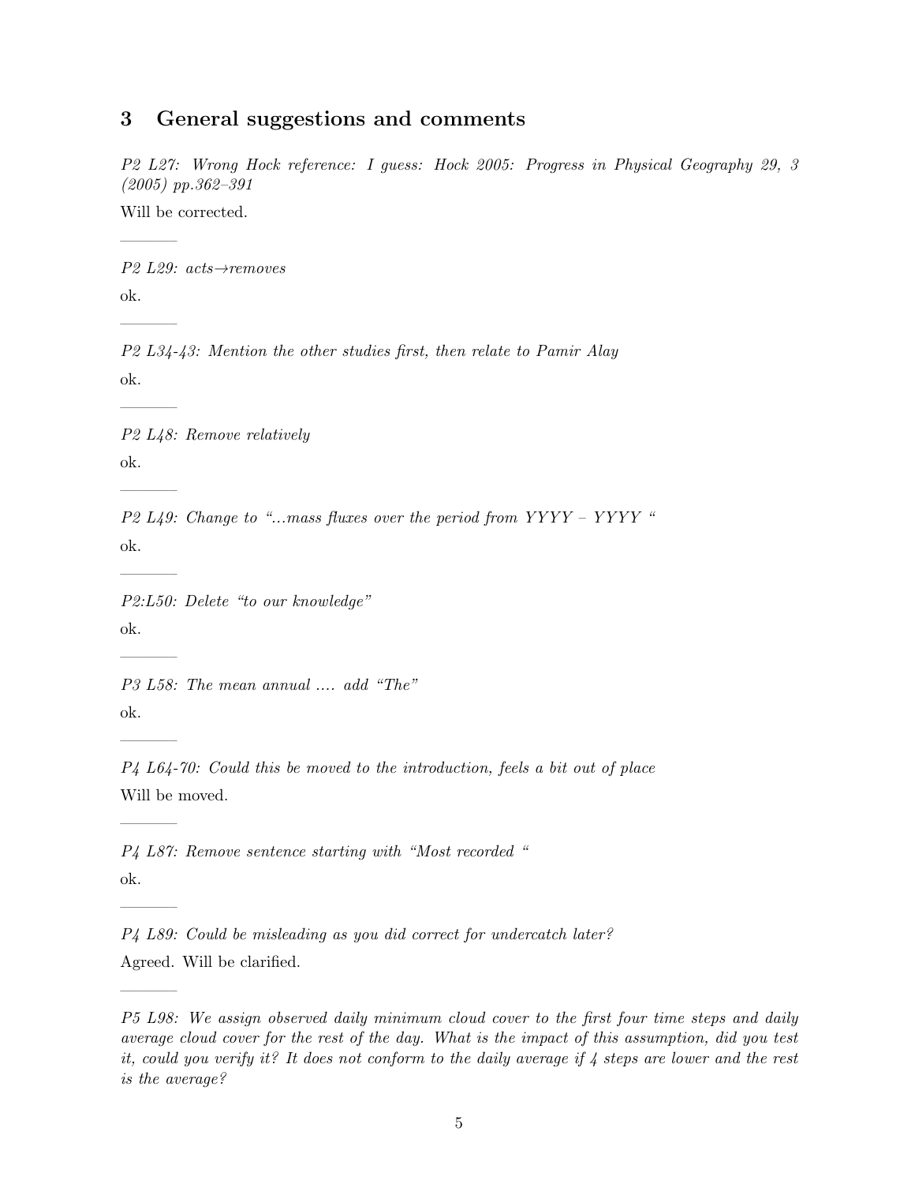## 3 General suggestions and comments

*P2 L27: Wrong Hock reference: I guess: Hock 2005: Progress in Physical Geography 29, 3 (2005) pp.362–391*

Will be corrected.

---

*P2 L29: acts→removes*

ok.

---

*P2 L34-43: Mention the other studies first, then relate to Pamir Alay*

ok.

---

*P2 L48: Remove relatively*

ok.

---

*P2 L49: Change to "...mass fluxes over the period from YYYY – YYYY "*

ok.

---

*P2:L50: Delete "to our knowledge"*

ok.

---

*P3 L58: The mean annual .... add "The"*

ok.

---

*P4 L64-70: Could this be moved to the introduction, feels a bit out of place*

Will be moved.

---

*P4 L87: Remove sentence starting with "Most recorded "*

ok.

---

*P4 L89: Could be misleading as you did correct for undercatch later?*

Agreed. Will be clarified.

---

*P5 L98: We assign observed daily minimum cloud cover to the first four time steps and daily average cloud cover for the rest of the day. What is the impact of this assumption, did you test it, could you verify it? It does not conform to the daily average if 4 steps are lower and the rest is the average?*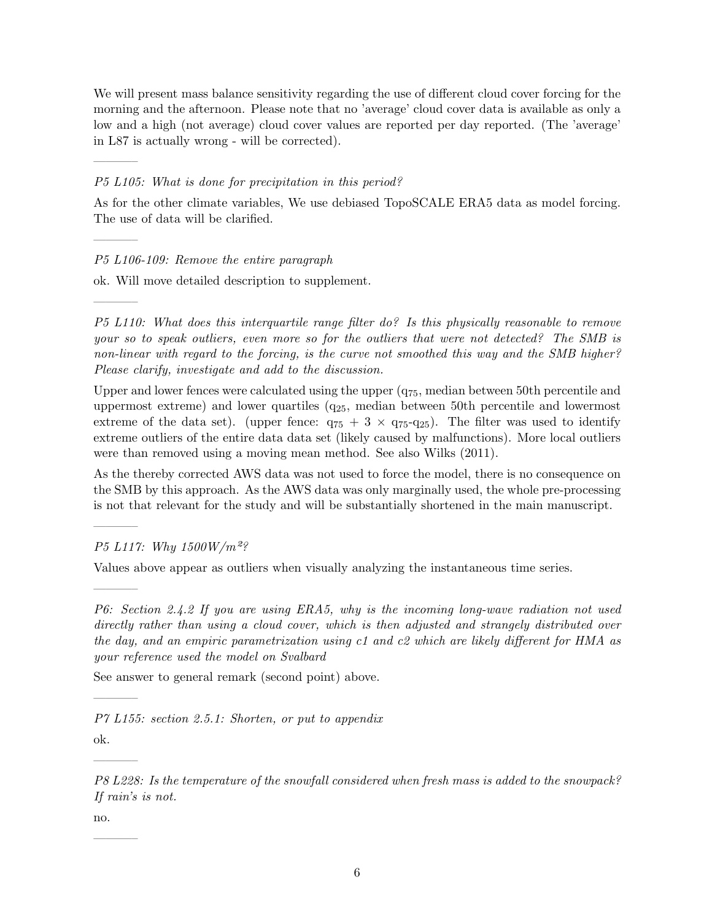We will present mass balance sensitivity regarding the use of different cloud cover forcing for the morning and the afternoon. Please note that no 'average' cloud cover data is available as only a low and a high (not average) cloud cover values are reported per day reported. (The 'average' in L87 is actually wrong - will be corrected).

---

*P5 L105: What is done for precipitation in this period?*

As for the other climate variables, We use debiased TopoSCALE ERA5 data as model forcing. The use of data will be clarified.

---

*P5 L106-109: Remove the entire paragraph*

ok. Will move detailed description to supplement.

---

*P5 L110: What does this interquartile range filter do? Is this physically reasonable to remove your so to speak outliers, even more so for the outliers that were not detected? The SMB is non-linear with regard to the forcing, is the curve not smoothed this way and the SMB higher? Please clarify, investigate and add to the discussion.*

Upper and lower fences were calculated using the upper ($q_{75}$, median between 50th percentile and uppermost extreme) and lower quartiles ($q_{25}$, median between 50th percentile and lowermost extreme of the data set). (upper fence: $q_{75} + 3 \times q_{75}$-$q_{25}$). The filter was used to identify extreme outliers of the entire data data set (likely caused by malfunctions). More local outliers were than removed using a moving mean method. See also Wilks (2011).

As the thereby corrected AWS data was not used to force the model, there is no consequence on the SMB by this approach. As the AWS data was only marginally used, the whole pre-processing is not that relevant for the study and will be substantially shortened in the main manuscript.

---

*P5 L117: Why 1500W/m²?*

Values above appear as outliers when visually analyzing the instantaneous time series.

---

*P6: Section 2.4.2 If you are using ERA5, why is the incoming long-wave radiation not used directly rather than using a cloud cover, which is then adjusted and strangely distributed over the day, and an empiric parametrization using c1 and c2 which are likely different for HMA as your reference used the model on Svalbard*

See answer to general remark (second point) above.

---

*P7 L155: section 2.5.1: Shorten, or put to appendix*

ok.

---

*P8 L228: Is the temperature of the snowfall considered when fresh mass is added to the snowpack? If rain's is not.*

no.

---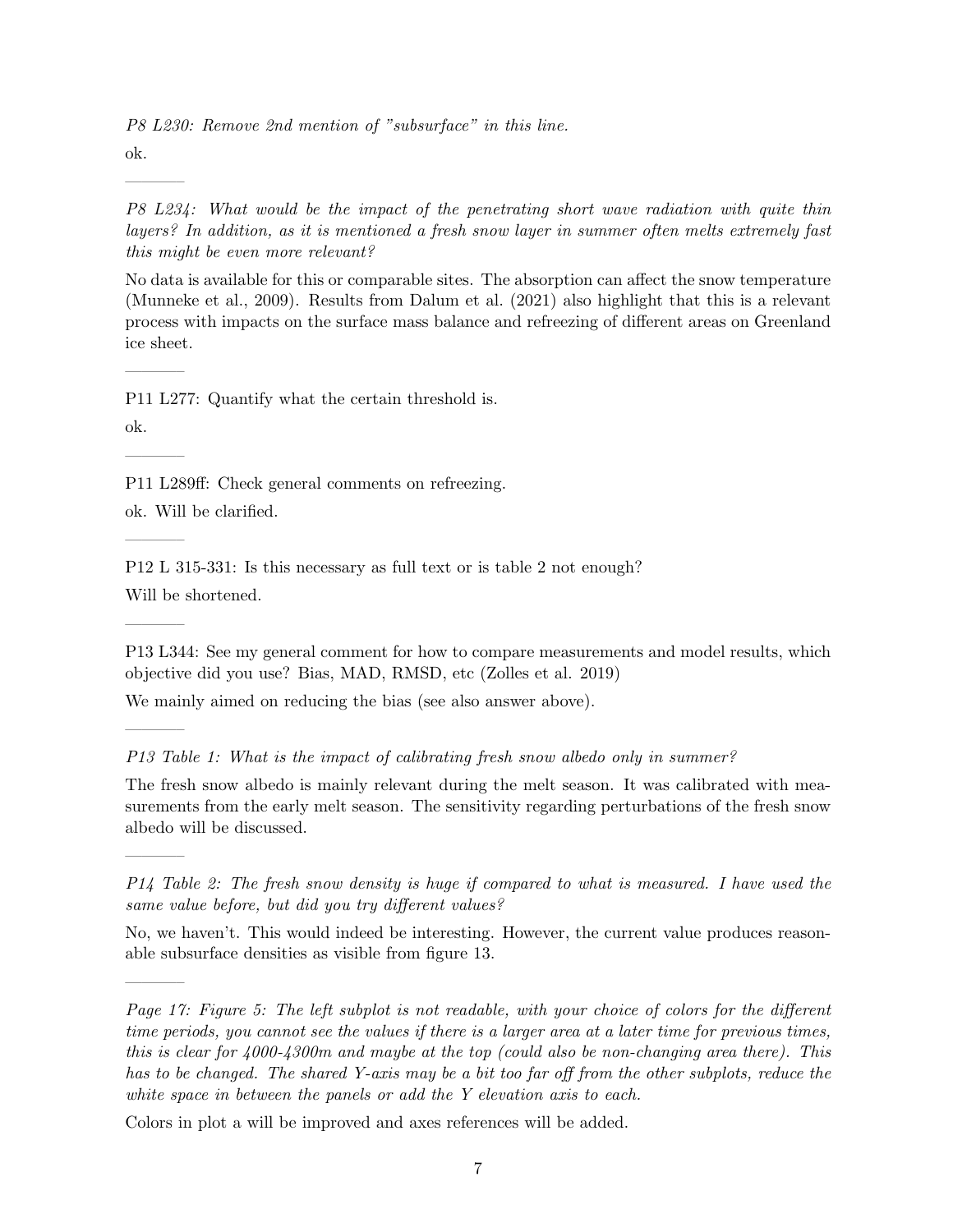*P8 L230: Remove 2nd mention of "subsurface" in this line.*

ok.

---

*P8 L234: What would be the impact of the penetrating short wave radiation with quite thin layers? In addition, as it is mentioned a fresh snow layer in summer often melts extremely fast this might be even more relevant?*

No data is available for this or comparable sites. The absorption can affect the snow temperature (Munneke et al., 2009). Results from Dalum et al. (2021) also highlight that this is a relevant process with impacts on the surface mass balance and refreezing of different areas on Greenland ice sheet.

---

P11 L277: Quantify what the certain threshold is.

ok.

---

P11 L289ff: Check general comments on refreezing.

ok. Will be clarified.

---

P12 L 315-331: Is this necessary as full text or is table 2 not enough?

Will be shortened.

---

P13 L344: See my general comment for how to compare measurements and model results, which objective did you use? Bias, MAD, RMSD, etc (Zolles et al. 2019)

We mainly aimed on reducing the bias (see also answer above).

---

*P13 Table 1: What is the impact of calibrating fresh snow albedo only in summer?*

The fresh snow albedo is mainly relevant during the melt season. It was calibrated with measurements from the early melt season. The sensitivity regarding perturbations of the fresh snow albedo will be discussed.

---

*P14 Table 2: The fresh snow density is huge if compared to what is measured. I have used the same value before, but did you try different values?*

No, we haven't. This would indeed be interesting. However, the current value produces reasonable subsurface densities as visible from figure 13.

---

*Page 17: Figure 5: The left subplot is not readable, with your choice of colors for the different time periods, you cannot see the values if there is a larger area at a later time for previous times, this is clear for 4000-4300m and maybe at the top (could also be non-changing area there). This has to be changed. The shared Y-axis may be a bit too far off from the other subplots, reduce the white space in between the panels or add the Y elevation axis to each.*

Colors in plot a will be improved and axes references will be added.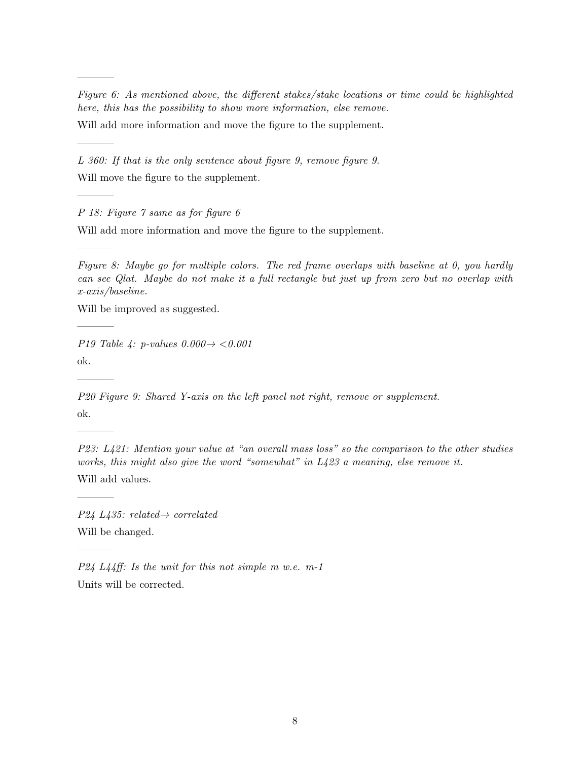---

*Figure 6: As mentioned above, the different stakes/stake locations or time could be highlighted here, this has the possibility to show more information, else remove.*

Will add more information and move the figure to the supplement.

---

*L 360: If that is the only sentence about figure 9, remove figure 9.*

Will move the figure to the supplement.

---

*P 18: Figure 7 same as for figure 6*

Will add more information and move the figure to the supplement.

---

*Figure 8: Maybe go for multiple colors. The red frame overlaps with baseline at 0, you hardly can see Qlat. Maybe do not make it a full rectangle but just up from zero but no overlap with x-axis/baseline.*

Will be improved as suggested.

---

*P19 Table 4: p-values 0.000→ <0.001*

ok.

---

*P20 Figure 9: Shared Y-axis on the left panel not right, remove or supplement.*

ok.

---

*P23: L421: Mention your value at "an overall mass loss" so the comparison to the other studies works, this might also give the word "somewhat" in L423 a meaning, else remove it.*

Will add values.

---

*P24 L435: related→ correlated*

Will be changed.

---

*P24 L44ff: Is the unit for this not simple m w.e. m-1*

Units will be corrected.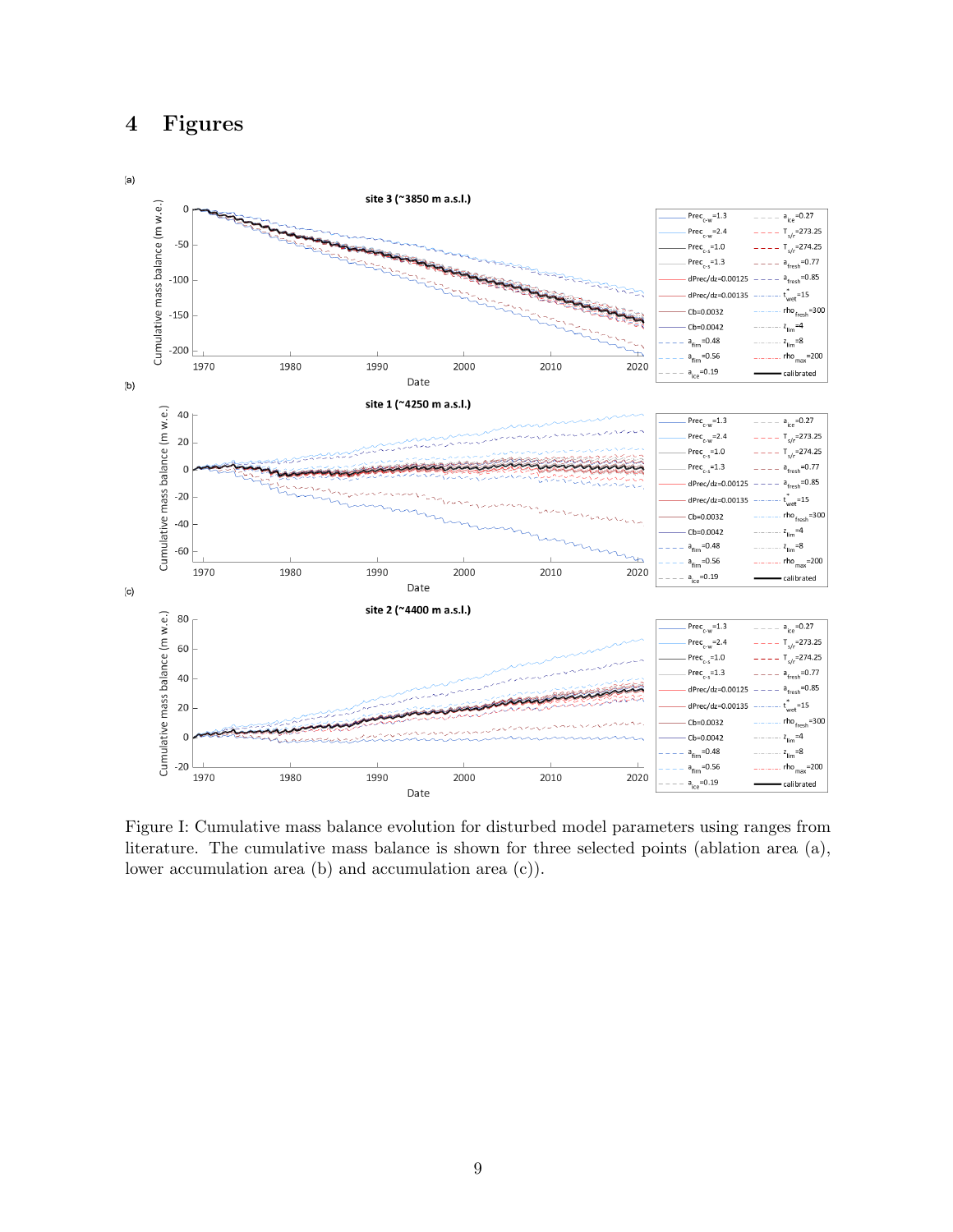# 4 Figures

Figure I: Cumulative mass balance evolution for disturbed model parameters using ranges from literature. The cumulative mass balance is shown for three selected points (ablation area (a), lower accumulation area (b) and accumulation area (c)).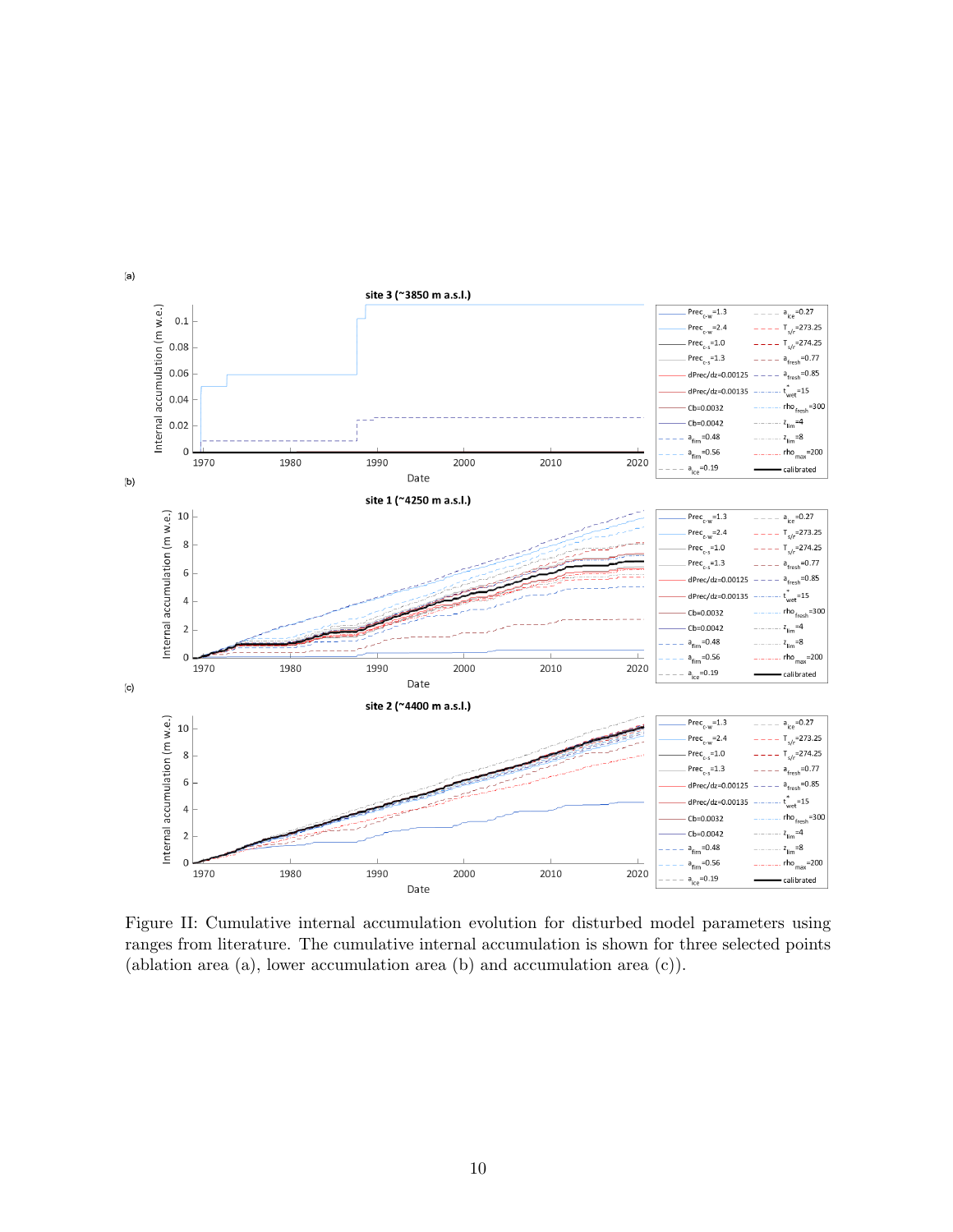Figure II: Cumulative internal accumulation evolution for disturbed model parameters using ranges from literature. The cumulative internal accumulation is shown for three selected points (ablation area (a), lower accumulation area (b) and accumulation area (c)).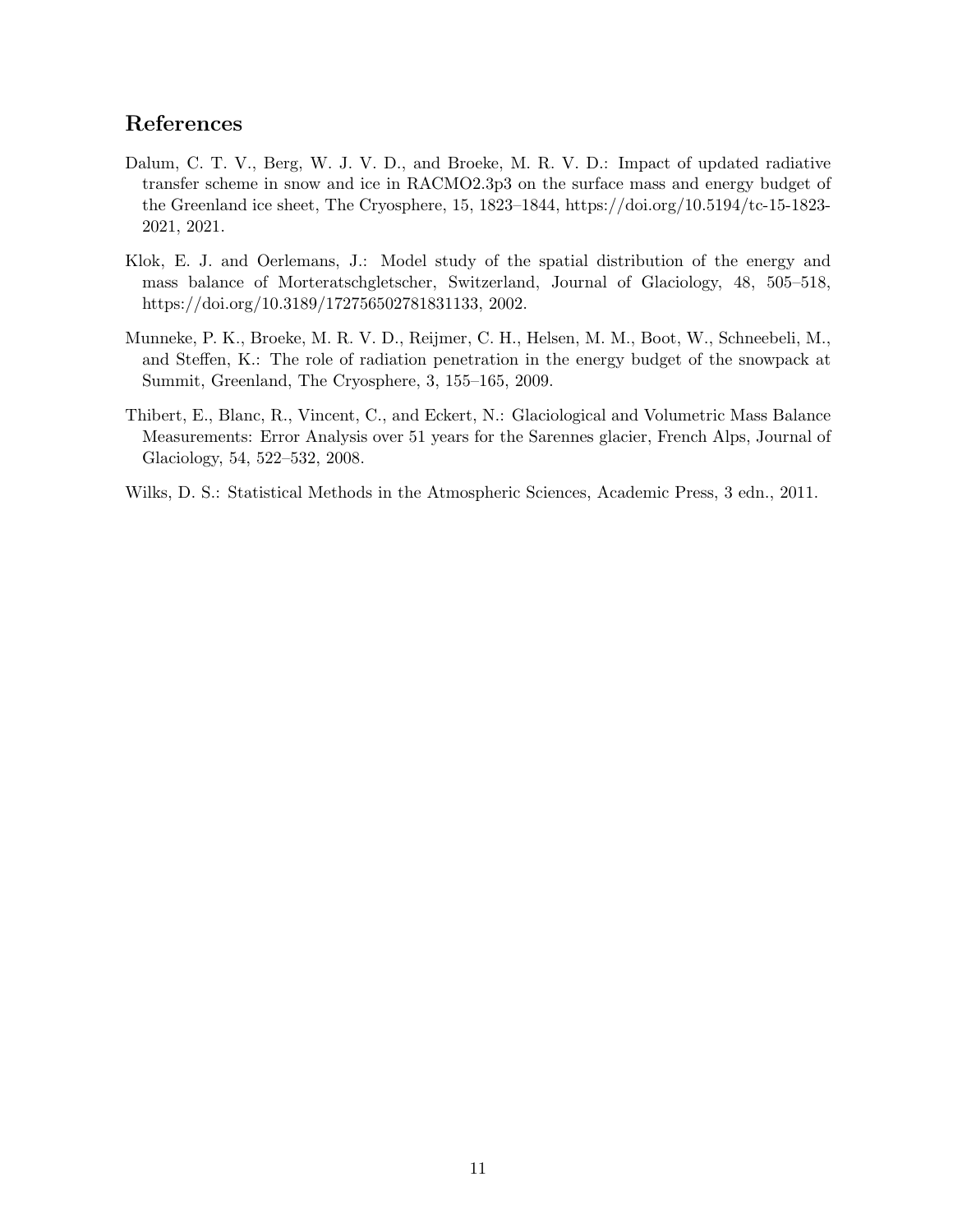## References

Dalum, C. T. V., Berg, W. J. V. D., and Broeke, M. R. V. D.: Impact of updated radiative transfer scheme in snow and ice in RACMO2.3p3 on the surface mass and energy budget of the Greenland ice sheet, The Cryosphere, 15, 1823–1844, https://doi.org/10.5194/tc-15-1823-2021, 2021.

Klok, E. J. and Oerlemans, J.: Model study of the spatial distribution of the energy and mass balance of Morteratschgletscher, Switzerland, Journal of Glaciology, 48, 505–518, https://doi.org/10.3189/172756502781831133, 2002.

Munneke, P. K., Broeke, M. R. V. D., Reijmer, C. H., Helsen, M. M., Boot, W., Schneebeli, M., and Steffen, K.: The role of radiation penetration in the energy budget of the snowpack at Summit, Greenland, The Cryosphere, 3, 155–165, 2009.

Thibert, E., Blanc, R., Vincent, C., and Eckert, N.: Glaciological and Volumetric Mass Balance Measurements: Error Analysis over 51 years for the Sarennes glacier, French Alps, Journal of Glaciology, 54, 522–532, 2008.

Wilks, D. S.: Statistical Methods in the Atmospheric Sciences, Academic Press, 3 edn., 2011.